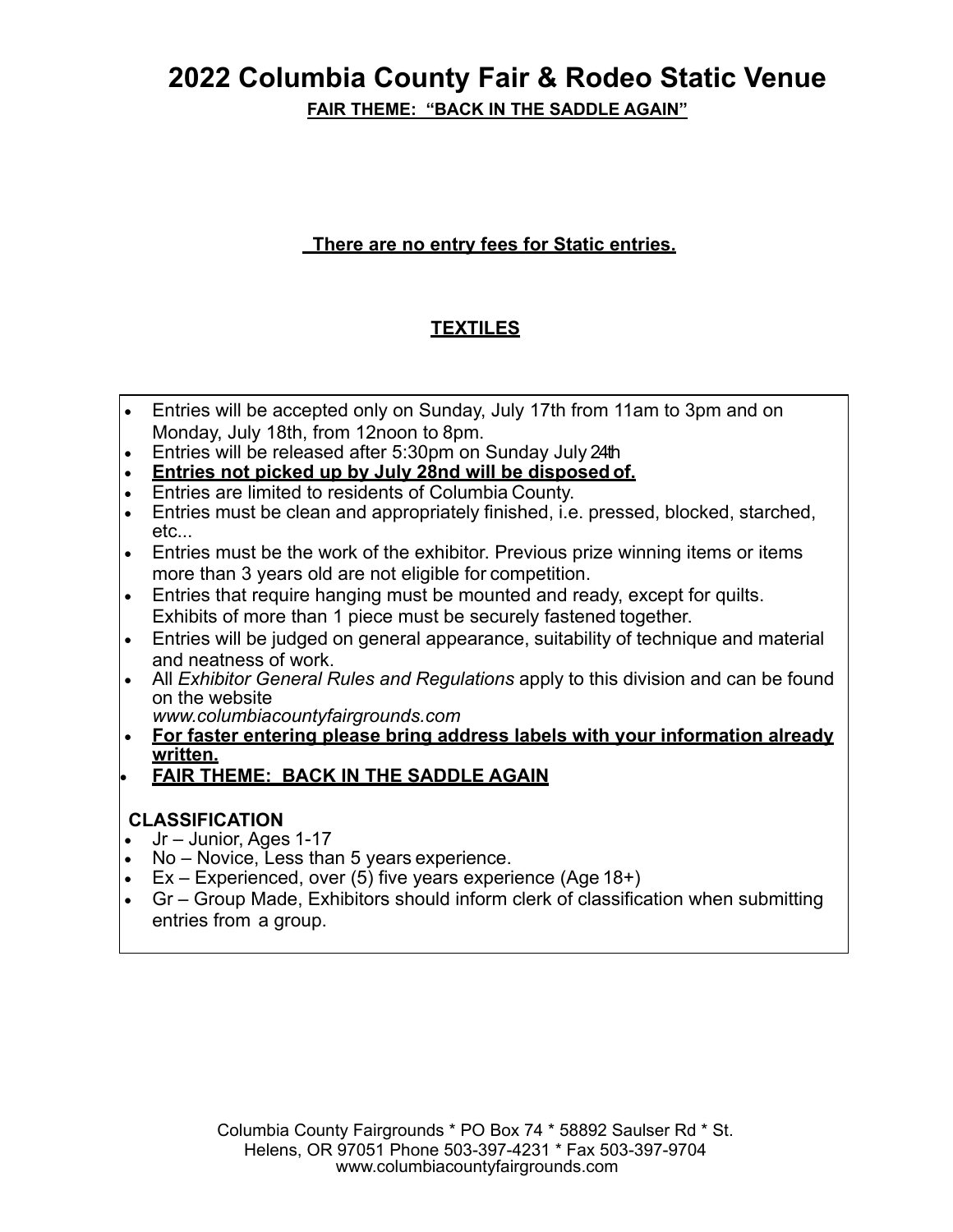# 2022 Columbia County Fair & Rodeo Static Venue

**FAIR THEME: "BACK IN THE SADDLE AGAIN"**

**There are no entry fees for Static entries.**

## TEXTILES

- Entries will be accepted only on Sunday, July 17th from 11am to 3pm and on Monday, July 18th, from 12noon to 8pm.
- Entries will be released after 5:30pm on Sunday July 24th
- **Entries not picked up by July 28nd will be disposed of.**
- Entries are limited to residents of Columbia County.
- Entries must be clean and appropriately finished, i.e. pressed, blocked, starched, etc...
- Entries must be the work of the exhibitor. Previous prize winning items or items more than 3 years old are not eligible for competition.
- Entries that require hanging must be mounted and ready, except for quilts. Exhibits of more than 1 piece must be securely fastened together.
- Entries will be judged on general appearance, suitability of technique and material and neatness of work.
- All *Exhibitor General Rules and Regulations* apply to this division and can be found on the website *www.columbiacountyfairgrounds.com*
- **For faster entering please bring address labels with your information already written.**
- **FAIR THEME: BACK IN THE SADDLE AGAIN**

**CLASSIFICATION**

- Jr – Junior, Ages 1-17
- No – Novice, Less than 5 years experience.
- Ex – Experienced, over (5) five years experience (Age 18+)
- Gr – Group Made, Exhibitors should inform clerk of classification when submitting entries from a group.

Columbia County Fairgrounds * PO Box 74 * 58892 Saulser Rd * St. Helens, OR 97051 Phone 503-397-4231 * Fax 503-397-9704 www.columbiacountyfairgrounds.com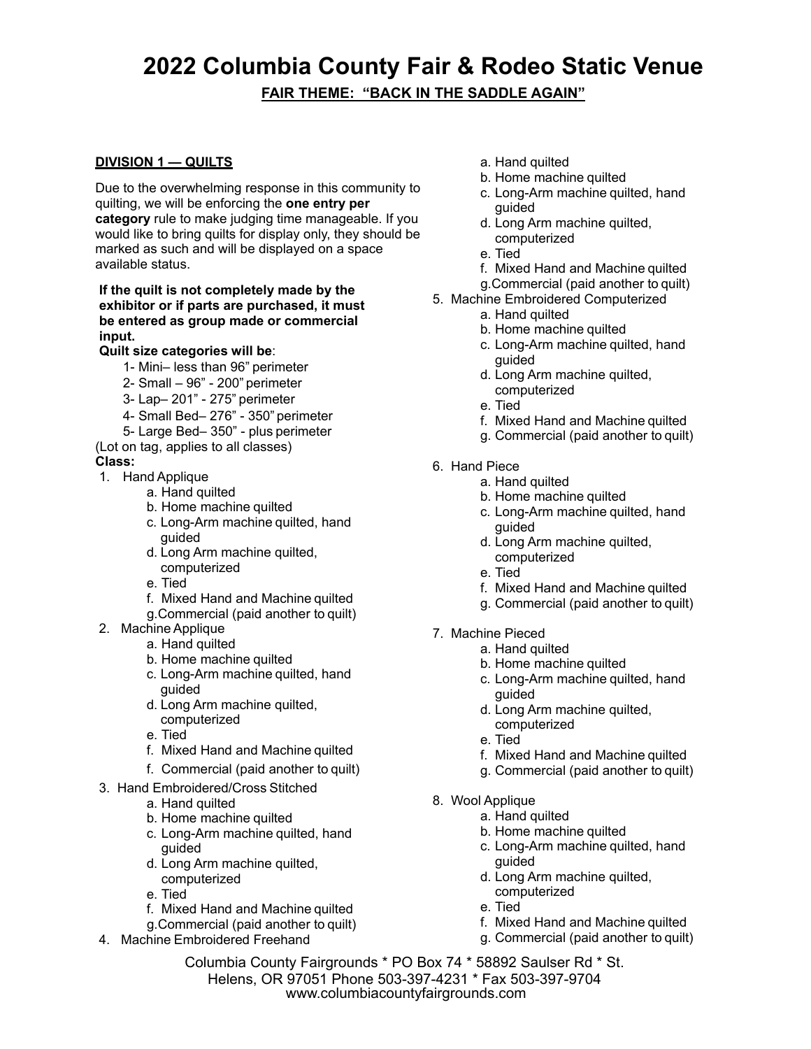# 2022 Columbia County Fair & Rodeo Static Venue

**FAIR THEME: "BACK IN THE SADDLE AGAIN"**

## DIVISION 1 — QUILTS

Due to the overwhelming response in this community to quilting, we will be enforcing the **one entry per category** rule to make judging time manageable. If you would like to bring quilts for display only, they should be marked as such and will be displayed on a space available status.

**If the quilt is not completely made by the exhibitor or if parts are purchased, it must be entered as group made or commercial input.**

**Quilt size categories will be**:

1- Mini– less than 96" perimeter
2- Small – 96" - 200" perimeter
3- Lap– 201" - 275" perimeter
4- Small Bed– 276" - 350" perimeter
5- Large Bed– 350" - plus perimeter

(Lot on tag, applies to all classes)

**Class:**

1. Hand Applique
   - a. Hand quilted
   - b. Home machine quilted
   - c. Long-Arm machine quilted, hand guided
   - d. Long Arm machine quilted, computerized
   - e. Tied
   - f. Mixed Hand and Machine quilted
   - g. Commercial (paid another to quilt)
2. Machine Applique
   - a. Hand quilted
   - b. Home machine quilted
   - c. Long-Arm machine quilted, hand guided
   - d. Long Arm machine quilted, computerized
   - e. Tied
   - f. Mixed Hand and Machine quilted
   - f. Commercial (paid another to quilt)
3. Hand Embroidered/Cross Stitched
   - a. Hand quilted
   - b. Home machine quilted
   - c. Long-Arm machine quilted, hand guided
   - d. Long Arm machine quilted, computerized
   - e. Tied
   - f. Mixed Hand and Machine quilted
   - g. Commercial (paid another to quilt)
4. Machine Embroidered Freehand
   - a. Hand quilted
   - b. Home machine quilted
   - c. Long-Arm machine quilted, hand guided
   - d. Long Arm machine quilted, computerized
   - e. Tied
   - f. Mixed Hand and Machine quilted
   - g. Commercial (paid another to quilt)
5. Machine Embroidered Computerized
   - a. Hand quilted
   - b. Home machine quilted
   - c. Long-Arm machine quilted, hand guided
   - d. Long Arm machine quilted, computerized
   - e. Tied
   - f. Mixed Hand and Machine quilted
   - g. Commercial (paid another to quilt)
6. Hand Piece
   - a. Hand quilted
   - b. Home machine quilted
   - c. Long-Arm machine quilted, hand guided
   - d. Long Arm machine quilted, computerized
   - e. Tied
   - f. Mixed Hand and Machine quilted
   - g. Commercial (paid another to quilt)
7. Machine Pieced
   - a. Hand quilted
   - b. Home machine quilted
   - c. Long-Arm machine quilted, hand guided
   - d. Long Arm machine quilted, computerized
   - e. Tied
   - f. Mixed Hand and Machine quilted
   - g. Commercial (paid another to quilt)
8. Wool Applique
   - a. Hand quilted
   - b. Home machine quilted
   - c. Long-Arm machine quilted, hand guided
   - d. Long Arm machine quilted, computerized
   - e. Tied
   - f. Mixed Hand and Machine quilted
   - g. Commercial (paid another to quilt)

Columbia County Fairgrounds * PO Box 74 * 58892 Saulser Rd * St. Helens, OR 97051 Phone 503-397-4231 * Fax 503-397-9704
www.columbiacountyfairgrounds.com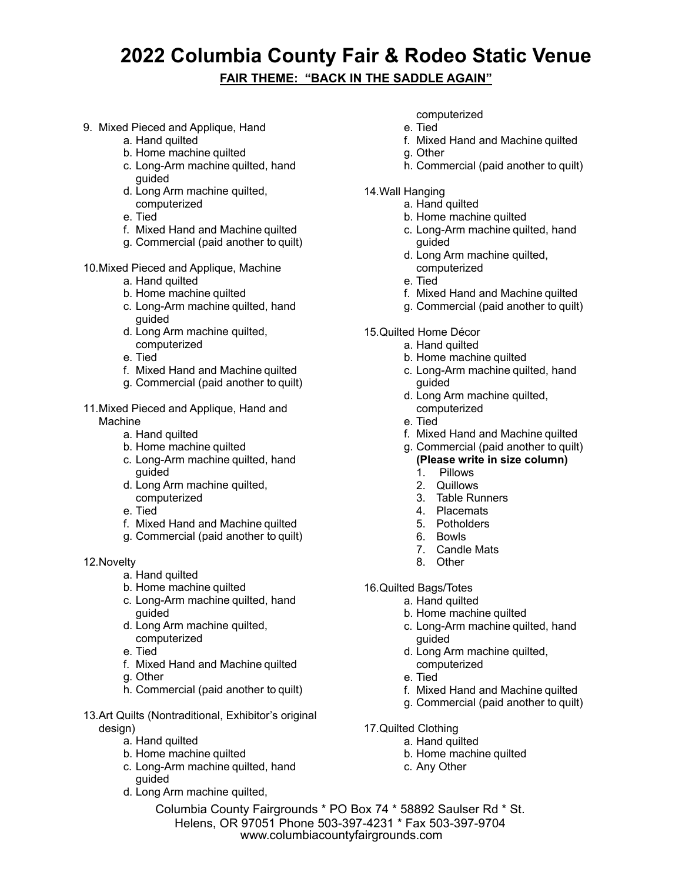# 2022 Columbia County Fair & Rodeo Static Venue

**FAIR THEME: "BACK IN THE SADDLE AGAIN"**

9. Mixed Pieced and Applique, Hand
    - a. Hand quilted
    - b. Home machine quilted
    - c. Long-Arm machine quilted, hand guided
    - d. Long Arm machine quilted, computerized
    - e. Tied
    - f. Mixed Hand and Machine quilted
    - g. Commercial (paid another to quilt)

10. Mixed Pieced and Applique, Machine
    - a. Hand quilted
    - b. Home machine quilted
    - c. Long-Arm machine quilted, hand guided
    - d. Long Arm machine quilted, computerized
    - e. Tied
    - f. Mixed Hand and Machine quilted
    - g. Commercial (paid another to quilt)

11. Mixed Pieced and Applique, Hand and Machine
    - a. Hand quilted
    - b. Home machine quilted
    - c. Long-Arm machine quilted, hand guided
    - d. Long Arm machine quilted, computerized
    - e. Tied
    - f. Mixed Hand and Machine quilted
    - g. Commercial (paid another to quilt)

12. Novelty
    - a. Hand quilted
    - b. Home machine quilted
    - c. Long-Arm machine quilted, hand guided
    - d. Long Arm machine quilted, computerized
    - e. Tied
    - f. Mixed Hand and Machine quilted
    - g. Other
    - h. Commercial (paid another to quilt)

13. Art Quilts (Nontraditional, Exhibitor's original design)
    - a. Hand quilted
    - b. Home machine quilted
    - c. Long-Arm machine quilted, hand guided
    - d. Long Arm machine quilted, computerized
    - e. Tied
    - f. Mixed Hand and Machine quilted
    - g. Other
    - h. Commercial (paid another to quilt)

14. Wall Hanging
    - a. Hand quilted
    - b. Home machine quilted
    - c. Long-Arm machine quilted, hand guided
    - d. Long Arm machine quilted, computerized
    - e. Tied
    - f. Mixed Hand and Machine quilted
    - g. Commercial (paid another to quilt)

15. Quilted Home Décor
    - a. Hand quilted
    - b. Home machine quilted
    - c. Long-Arm machine quilted, hand guided
    - d. Long Arm machine quilted, computerized
    - e. Tied
    - f. Mixed Hand and Machine quilted
    - g. Commercial (paid another to quilt) **(Please write in size column)**
        1. Pillows
        2. Quillows
        3. Table Runners
        4. Placemats
        5. Potholders
        6. Bowls
        7. Candle Mats
        8. Other

16. Quilted Bags/Totes
    - a. Hand quilted
    - b. Home machine quilted
    - c. Long-Arm machine quilted, hand guided
    - d. Long Arm machine quilted, computerized
    - e. Tied
    - f. Mixed Hand and Machine quilted
    - g. Commercial (paid another to quilt)

17. Quilted Clothing
    - a. Hand quilted
    - b. Home machine quilted
    - c. Any Other

Columbia County Fairgrounds * PO Box 74 * 58892 Saulser Rd * St. Helens, OR 97051 Phone 503-397-4231 * Fax 503-397-9704
www.columbiacountyfairgrounds.com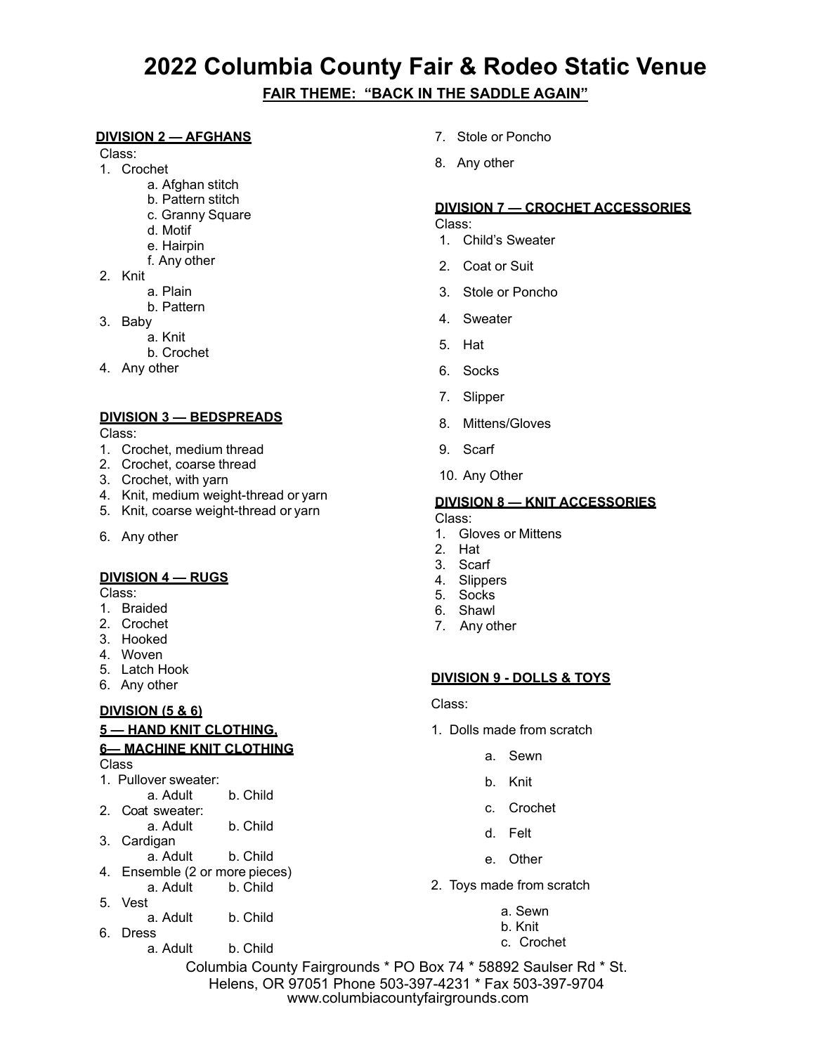# 2022 Columbia County Fair & Rodeo Static Venue

**FAIR THEME: "BACK IN THE SADDLE AGAIN"**

**DIVISION 2 — AFGHANS**

Class:

1. Crochet
   - a. Afghan stitch
   - b. Pattern stitch
   - c. Granny Square
   - d. Motif
   - e. Hairpin
   - f. Any other
2. Knit
   - a. Plain
   - b. Pattern
3. Baby
   - a. Knit
   - b. Crochet
4. Any other

**DIVISION 3 — BEDSPREADS**

Class:

1. Crochet, medium thread
2. Crochet, coarse thread
3. Crochet, with yarn
4. Knit, medium weight-thread or yarn
5. Knit, coarse weight-thread or yarn
6. Any other

**DIVISION 4 — RUGS**

Class:

1. Braided
2. Crochet
3. Hooked
4. Woven
5. Latch Hook
6. Any other

**DIVISION (5 & 6)**

**5 — HAND KNIT CLOTHING,**

**6— MACHINE KNIT CLOTHING**

Class

1. Pullover sweater:
   - a. Adult b. Child
2. Coat sweater:
   - a. Adult b. Child
3. Cardigan
   - a. Adult b. Child
4. Ensemble (2 or more pieces)
   - a. Adult b. Child
5. Vest
   - a. Adult b. Child
6. Dress
   - a. Adult b. Child
7. Stole or Poncho
8. Any other

**DIVISION 7 — CROCHET ACCESSORIES**

Class:

1. Child's Sweater
2. Coat or Suit
3. Stole or Poncho
4. Sweater
5. Hat
6. Socks
7. Slipper
8. Mittens/Gloves
9. Scarf
10. Any Other

**DIVISION 8 — KNIT ACCESSORIES**

Class:

1. Gloves or Mittens
2. Hat
3. Scarf
4. Slippers
5. Socks
6. Shawl
7. Any other

**DIVISION 9 - DOLLS & TOYS**

Class:

1. Dolls made from scratch
   - a. Sewn
   - b. Knit
   - c. Crochet
   - d. Felt
   - e. Other
2. Toys made from scratch
   - a. Sewn
   - b. Knit
   - c. Crochet

Columbia County Fairgrounds * PO Box 74 * 58892 Saulser Rd * St. Helens, OR 97051 Phone 503-397-4231 * Fax 503-397-9704
www.columbiacountyfairgrounds.com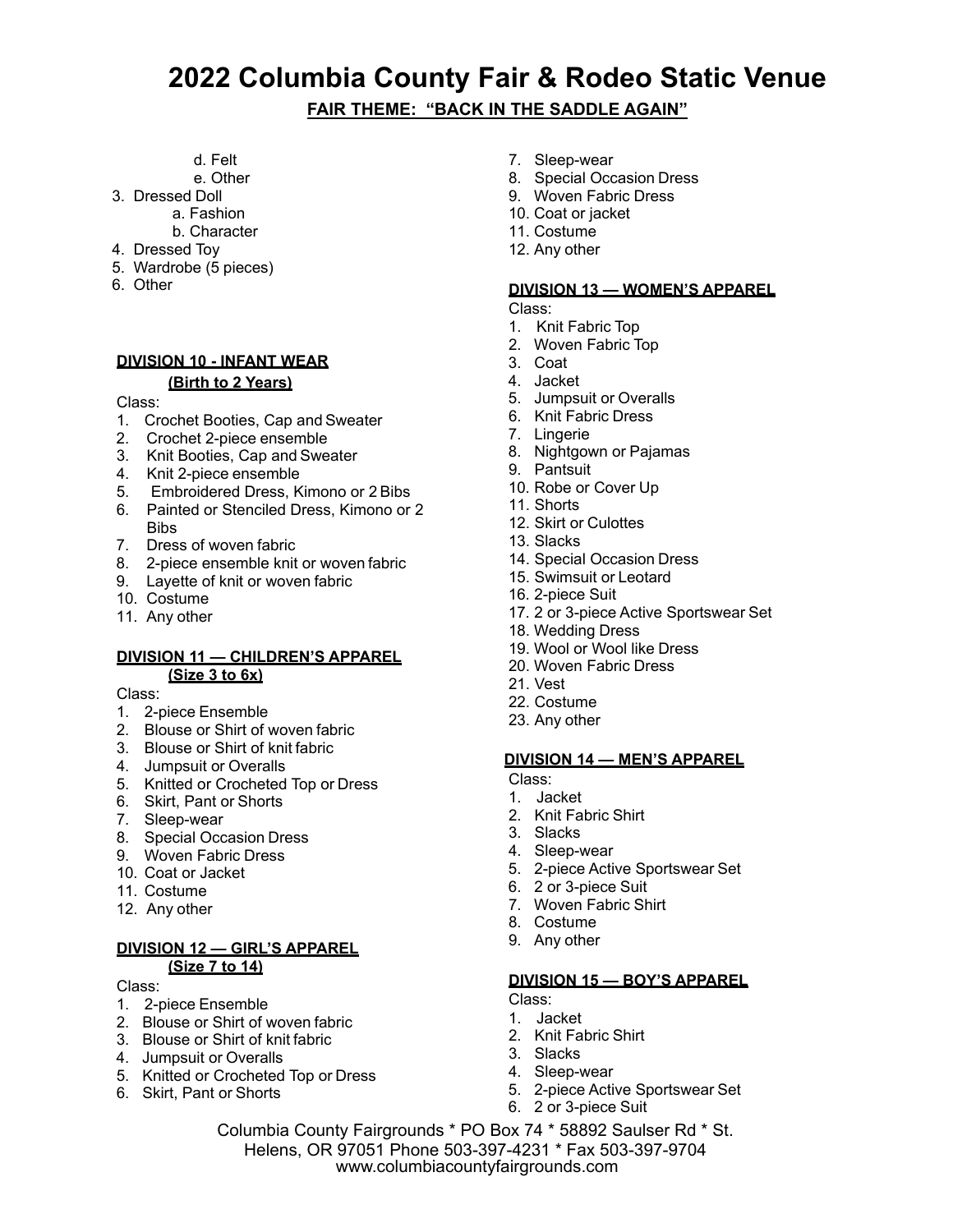# 2022 Columbia County Fair & Rodeo Static Venue

**FAIR THEME: "BACK IN THE SADDLE AGAIN"**

- d. Felt
- e. Other

3. Dressed Doll
   - a. Fashion
   - b. Character
4. Dressed Toy
5. Wardrobe (5 pieces)
6. Other

### DIVISION 10 - INFANT WEAR (Birth to 2 Years)

Class:

1. Crochet Booties, Cap and Sweater
2. Crochet 2-piece ensemble
3. Knit Booties, Cap and Sweater
4. Knit 2-piece ensemble
5. Embroidered Dress, Kimono or 2 Bibs
6. Painted or Stenciled Dress, Kimono or 2 Bibs
7. Dress of woven fabric
8. 2-piece ensemble knit or woven fabric
9. Layette of knit or woven fabric
10. Costume
11. Any other

### DIVISION 11 — CHILDREN'S APPAREL (Size 3 to 6x)

Class:

1. 2-piece Ensemble
2. Blouse or Shirt of woven fabric
3. Blouse or Shirt of knit fabric
4. Jumpsuit or Overalls
5. Knitted or Crocheted Top or Dress
6. Skirt, Pant or Shorts
7. Sleep-wear
8. Special Occasion Dress
9. Woven Fabric Dress
10. Coat or Jacket
11. Costume
12. Any other

### DIVISION 12 — GIRL'S APPAREL (Size 7 to 14)

Class:

1. 2-piece Ensemble
2. Blouse or Shirt of woven fabric
3. Blouse or Shirt of knit fabric
4. Jumpsuit or Overalls
5. Knitted or Crocheted Top or Dress
6. Skirt, Pant or Shorts
7. Sleep-wear
8. Special Occasion Dress
9. Woven Fabric Dress
10. Coat or jacket
11. Costume
12. Any other

### DIVISION 13 — WOMEN'S APPAREL

Class:

1. Knit Fabric Top
2. Woven Fabric Top
3. Coat
4. Jacket
5. Jumpsuit or Overalls
6. Knit Fabric Dress
7. Lingerie
8. Nightgown or Pajamas
9. Pantsuit
10. Robe or Cover Up
11. Shorts
12. Skirt or Culottes
13. Slacks
14. Special Occasion Dress
15. Swimsuit or Leotard
16. 2-piece Suit
17. 2 or 3-piece Active Sportswear Set
18. Wedding Dress
19. Wool or Wool like Dress
20. Woven Fabric Dress
21. Vest
22. Costume
23. Any other

### DIVISION 14 — MEN'S APPAREL

Class:

1. Jacket
2. Knit Fabric Shirt
3. Slacks
4. Sleep-wear
5. 2-piece Active Sportswear Set
6. 2 or 3-piece Suit
7. Woven Fabric Shirt
8. Costume
9. Any other

### DIVISION 15 — BOY'S APPAREL

Class:

1. Jacket
2. Knit Fabric Shirt
3. Slacks
4. Sleep-wear
5. 2-piece Active Sportswear Set
6. 2 or 3-piece Suit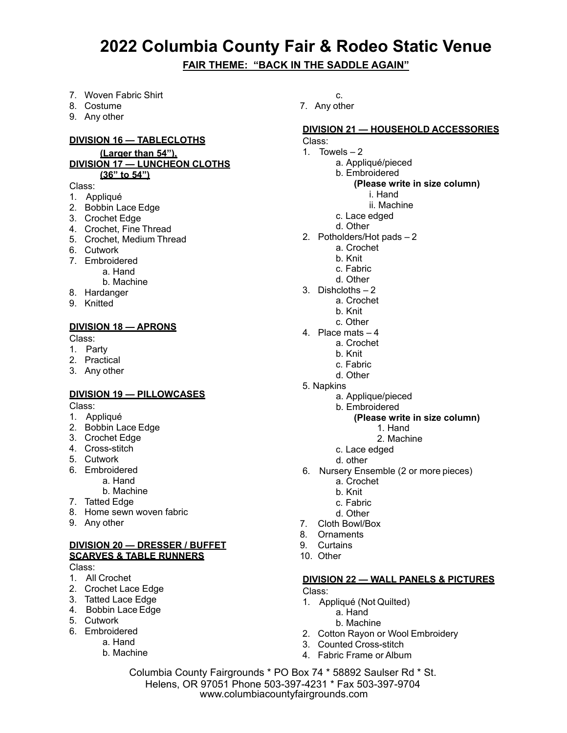# 2022 Columbia County Fair & Rodeo Static Venue

**FAIR THEME: "BACK IN THE SADDLE AGAIN"**

7. Woven Fabric Shirt
8. Costume
9. Any other

**DIVISION 16 — TABLECLOTHS (Larger than 54"),**
**DIVISION 17 — LUNCHEON CLOTHS (36" to 54")**

Class:

1. Appliqué
2. Bobbin Lace Edge
3. Crochet Edge
4. Crochet, Fine Thread
5. Crochet, Medium Thread
6. Cutwork
7. Embroidered
   - a. Hand
   - b. Machine
8. Hardanger
9. Knitted

**DIVISION 18 — APRONS**

Class:

1. Party
2. Practical
3. Any other

**DIVISION 19 — PILLOWCASES**

Class:

1. Appliqué
2. Bobbin Lace Edge
3. Crochet Edge
4. Cross-stitch
5. Cutwork
6. Embroidered
   - a. Hand
   - b. Machine
7. Tatted Edge
8. Home sewn woven fabric
9. Any other

**DIVISION 20 — DRESSER / BUFFET SCARVES & TABLE RUNNERS**

Class:

1. All Crochet
2. Crochet Lace Edge
3. Tatted Lace Edge
4. Bobbin Lace Edge
5. Cutwork
6. Embroidered
   - a. Hand
   - b. Machine
   - c.
7. Any other

**DIVISION 21 — HOUSEHOLD ACCESSORIES**

Class:

1. Towels – 2
   - a. Appliqué/pieced
   - b. Embroidered
     **(Please write in size column)**
     - i. Hand
     - ii. Machine
   - c. Lace edged
   - d. Other
2. Potholders/Hot pads – 2
   - a. Crochet
   - b. Knit
   - c. Fabric
   - d. Other
3. Dishcloths – 2
   - a. Crochet
   - b. Knit
   - c. Other
4. Place mats – 4
   - a. Crochet
   - b. Knit
   - c. Fabric
   - d. Other
5. Napkins
   - a. Applique/pieced
   - b. Embroidered
     **(Please write in size column)**
     1. Hand
     2. Machine
   - c. Lace edged
   - d. other
6. Nursery Ensemble (2 or more pieces)
   - a. Crochet
   - b. Knit
   - c. Fabric
   - d. Other
7. Cloth Bowl/Box
8. Ornaments
9. Curtains
10. Other

**DIVISION 22 — WALL PANELS & PICTURES**

Class:

1. Appliqué (Not Quilted)
   - a. Hand
   - b. Machine
2. Cotton Rayon or Wool Embroidery
3. Counted Cross-stitch
4. Fabric Frame or Album

Columbia County Fairgrounds * PO Box 74 * 58892 Saulser Rd * St. Helens, OR 97051 Phone 503-397-4231 * Fax 503-397-9704
www.columbiacountyfairgrounds.com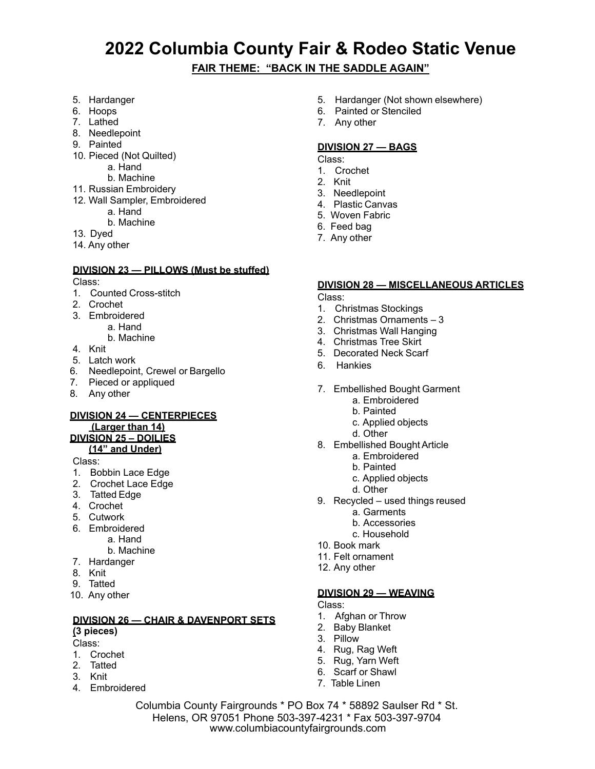# 2022 Columbia County Fair & Rodeo Static Venue

**FAIR THEME: "BACK IN THE SADDLE AGAIN"**

5. Hardanger
6. Hoops
7. Lathed
8. Needlepoint
9. Painted
10. Pieced (Not Quilted)
    a. Hand
    b. Machine
11. Russian Embroidery
12. Wall Sampler, Embroidered
    a. Hand
    b. Machine
13. Dyed
14. Any other

**DIVISION 23 — PILLOWS (Must be stuffed)**

Class:

1. Counted Cross-stitch
2. Crochet
3. Embroidered
    a. Hand
    b. Machine
4. Knit
5. Latch work
6. Needlepoint, Crewel or Bargello
7. Pieced or appliqued
8. Any other

**DIVISION 24 — CENTERPIECES (Larger than 14)**

**DIVISION 25 – DOILIES (14" and Under)**

Class:

1. Bobbin Lace Edge
2. Crochet Lace Edge
3. Tatted Edge
4. Crochet
5. Cutwork
6. Embroidered
    a. Hand
    b. Machine
7. Hardanger
8. Knit
9. Tatted
10. Any other

**DIVISION 26 — CHAIR & DAVENPORT SETS (3 pieces)**

Class:

1. Crochet
2. Tatted
3. Knit
4. Embroidered
5. Hardanger (Not shown elsewhere)
6. Painted or Stenciled
7. Any other

**DIVISION 27 — BAGS**

Class:

1. Crochet
2. Knit
3. Needlepoint
4. Plastic Canvas
5. Woven Fabric
6. Feed bag
7. Any other

**DIVISION 28 — MISCELLANEOUS ARTICLES**

Class:

1. Christmas Stockings
2. Christmas Ornaments – 3
3. Christmas Wall Hanging
4. Christmas Tree Skirt
5. Decorated Neck Scarf
6. Hankies
7. Embellished Bought Garment
    a. Embroidered
    b. Painted
    c. Applied objects
    d. Other
8. Embellished Bought Article
    a. Embroidered
    b. Painted
    c. Applied objects
    d. Other
9. Recycled – used things reused
    a. Garments
    b. Accessories
    c. Household
10. Book mark
11. Felt ornament
12. Any other

**DIVISION 29 — WEAVING**

Class:

1. Afghan or Throw
2. Baby Blanket
3. Pillow
4. Rug, Rag Weft
5. Rug, Yarn Weft
6. Scarf or Shawl
7. Table Linen

Columbia County Fairgrounds * PO Box 74 * 58892 Saulser Rd * St. Helens, OR 97051 Phone 503-397-4231 * Fax 503-397-9704 www.columbiacountyfairgrounds.com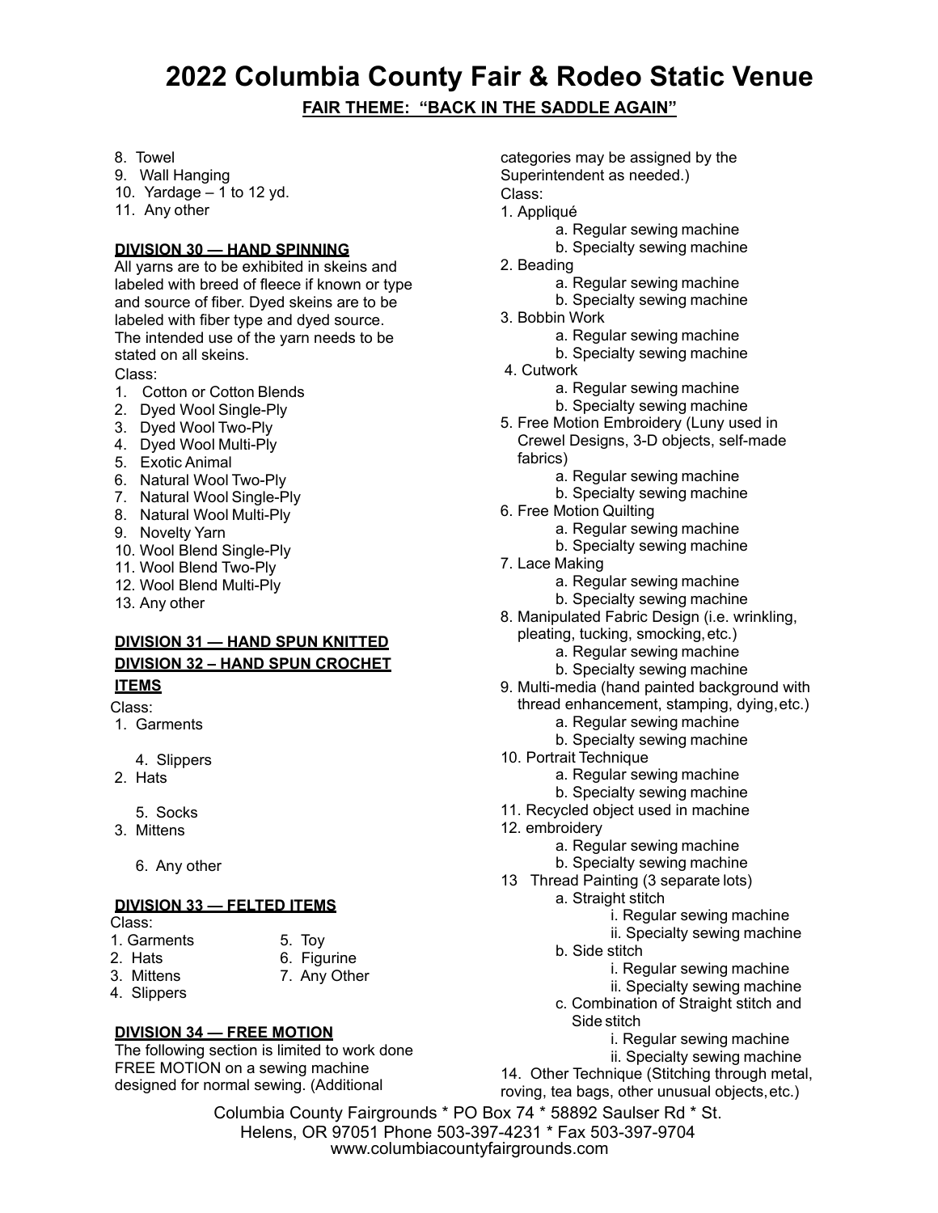# 2022 Columbia County Fair & Rodeo Static Venue

**FAIR THEME: "BACK IN THE SADDLE AGAIN"**

8. Towel
9. Wall Hanging
10. Yardage – 1 to 12 yd.
11. Any other

### DIVISION 30 — HAND SPINNING

All yarns are to be exhibited in skeins and labeled with breed of fleece if known or type and source of fiber. Dyed skeins are to be labeled with fiber type and dyed source. The intended use of the yarn needs to be stated on all skeins.

Class:

1. Cotton or Cotton Blends
2. Dyed Wool Single-Ply
3. Dyed Wool Two-Ply
4. Dyed Wool Multi-Ply
5. Exotic Animal
6. Natural Wool Two-Ply
7. Natural Wool Single-Ply
8. Natural Wool Multi-Ply
9. Novelty Yarn
10. Wool Blend Single-Ply
11. Wool Blend Two-Ply
12. Wool Blend Multi-Ply
13. Any other

### DIVISION 31 — HAND SPUN KNITTED

### DIVISION 32 – HAND SPUN CROCHET ITEMS

Class:

1. Garments
2. Hats
3. Mittens
4. Slippers
5. Socks
6. Any other

### DIVISION 33 — FELTED ITEMS

Class:

1. Garments
2. Hats
3. Mittens
4. Slippers
5. Toy
6. Figurine
7. Any Other

### DIVISION 34 — FREE MOTION

The following section is limited to work done FREE MOTION on a sewing machine designed for normal sewing. (Additional categories may be assigned by the Superintendent as needed.)

Class:

1. Appliqué
   - a. Regular sewing machine
   - b. Specialty sewing machine
2. Beading
   - a. Regular sewing machine
   - b. Specialty sewing machine
3. Bobbin Work
   - a. Regular sewing machine
   - b. Specialty sewing machine
4. Cutwork
   - a. Regular sewing machine
   - b. Specialty sewing machine
5. Free Motion Embroidery (Luny used in Crewel Designs, 3-D objects, self-made fabrics)
   - a. Regular sewing machine
   - b. Specialty sewing machine
6. Free Motion Quilting
   - a. Regular sewing machine
   - b. Specialty sewing machine
7. Lace Making
   - a. Regular sewing machine
   - b. Specialty sewing machine
8. Manipulated Fabric Design (i.e. wrinkling, pleating, tucking, smocking, etc.)
   - a. Regular sewing machine
   - b. Specialty sewing machine
9. Multi-media (hand painted background with thread enhancement, stamping, dying, etc.)
   - a. Regular sewing machine
   - b. Specialty sewing machine
10. Portrait Technique
    - a. Regular sewing machine
    - b. Specialty sewing machine
11. Recycled object used in machine
12. embroidery
    - a. Regular sewing machine
    - b. Specialty sewing machine
13. Thread Painting (3 separate lots)
    - a. Straight stitch
      - i. Regular sewing machine
      - ii. Specialty sewing machine
    - b. Side stitch
      - i. Regular sewing machine
      - ii. Specialty sewing machine
    - c. Combination of Straight stitch and Side stitch
      - i. Regular sewing machine
      - ii. Specialty sewing machine
14. Other Technique (Stitching through metal, roving, tea bags, other unusual objects, etc.)

Columbia County Fairgrounds * PO Box 74 * 58892 Saulser Rd * St. Helens, OR 97051 Phone 503-397-4231 * Fax 503-397-9704
www.columbiacountyfairgrounds.com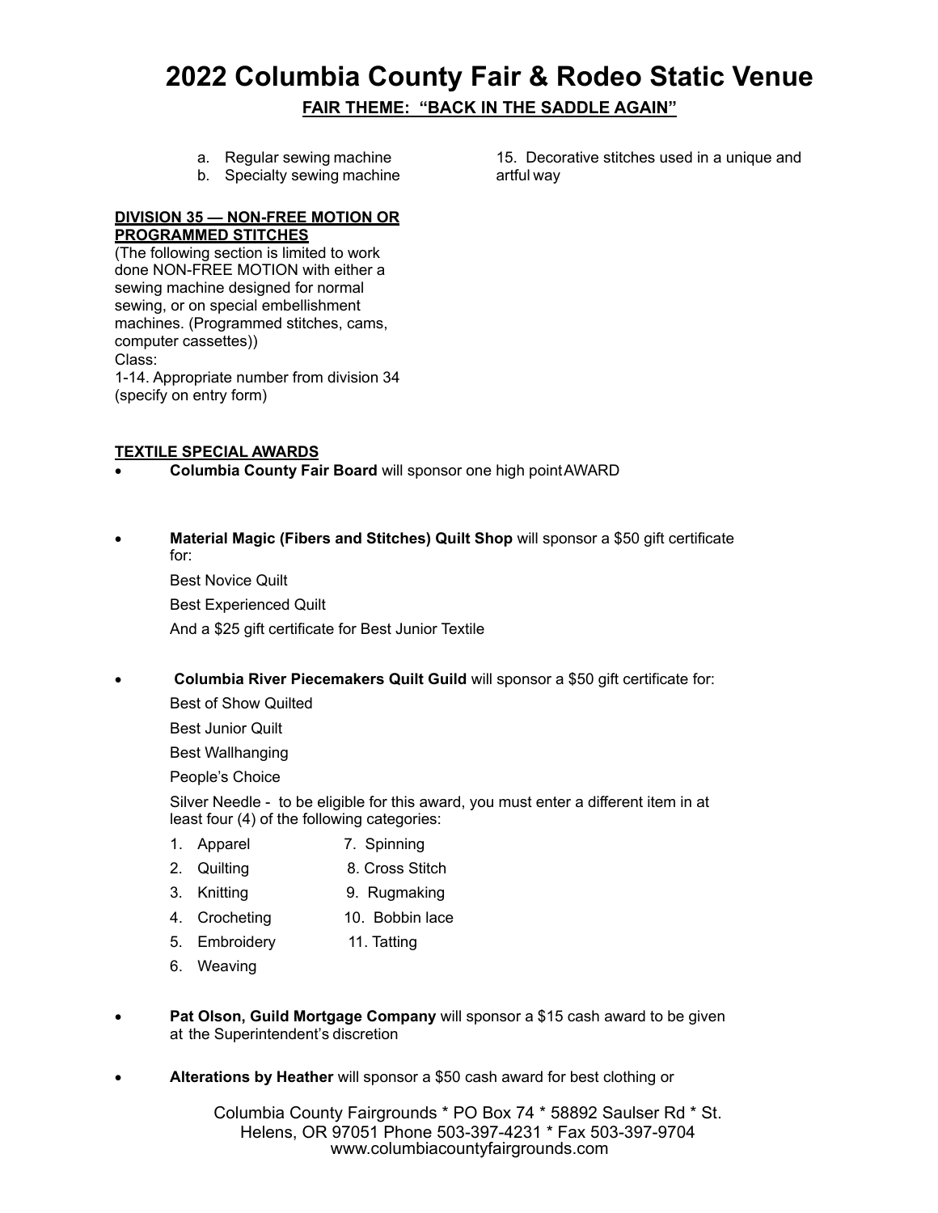# 2022 Columbia County Fair & Rodeo Static Venue

**FAIR THEME: "BACK IN THE SADDLE AGAIN"**

a. Regular sewing machine
b. Specialty sewing machine

15. Decorative stitches used in a unique and artful way

**DIVISION 35 — NON-FREE MOTION OR PROGRAMMED STITCHES**

(The following section is limited to work done NON-FREE MOTION with either a sewing machine designed for normal sewing, or on special embellishment machines. (Programmed stitches, cams, computer cassettes))

Class:

1-14. Appropriate number from division 34 (specify on entry form)

**TEXTILE SPECIAL AWARDS**

- **Columbia County Fair Board** will sponsor one high point AWARD

- **Material Magic (Fibers and Stitches) Quilt Shop** will sponsor a $50 gift certificate for:

  Best Novice Quilt

  Best Experienced Quilt

  And a $25 gift certificate for Best Junior Textile

- **Columbia River Piecemakers Quilt Guild** will sponsor a $50 gift certificate for:

  Best of Show Quilted

  Best Junior Quilt

  Best Wallhanging

  People's Choice

  Silver Needle - to be eligible for this award, you must enter a different item in at least four (4) of the following categories:

  1. Apparel
  2. Quilting
  3. Knitting
  4. Crocheting
  5. Embroidery
  6. Weaving
  7. Spinning
  8. Cross Stitch
  9. Rugmaking
  10. Bobbin lace
  11. Tatting

- **Pat Olson, Guild Mortgage Company** will sponsor a $15 cash award to be given at the Superintendent's discretion

- **Alterations by Heather** will sponsor a $50 cash award for best clothing or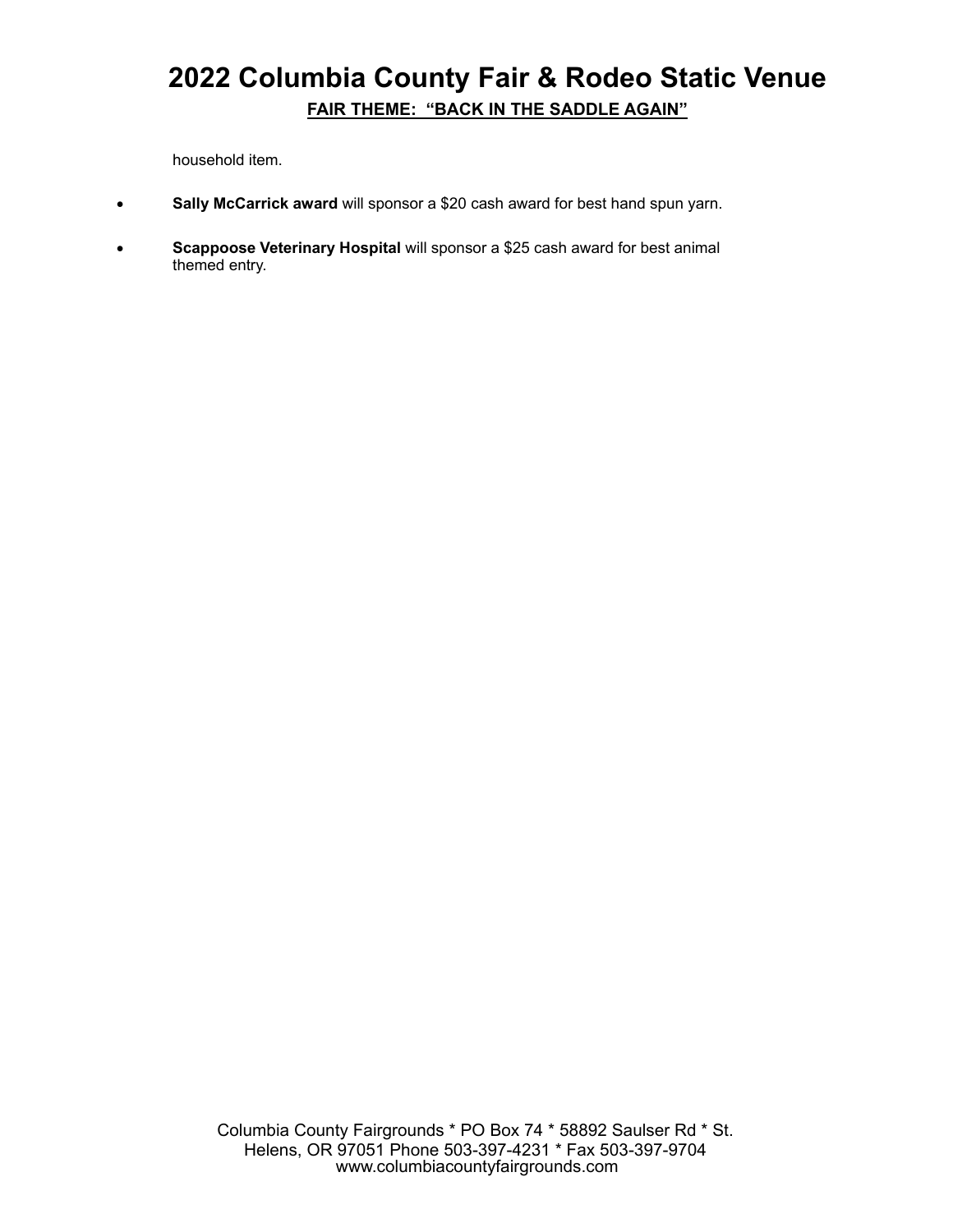household item.

- **Sally McCarrick award** will sponsor a $20 cash award for best hand spun yarn.

- **Scappoose Veterinary Hospital** will sponsor a $25 cash award for best animal themed entry.